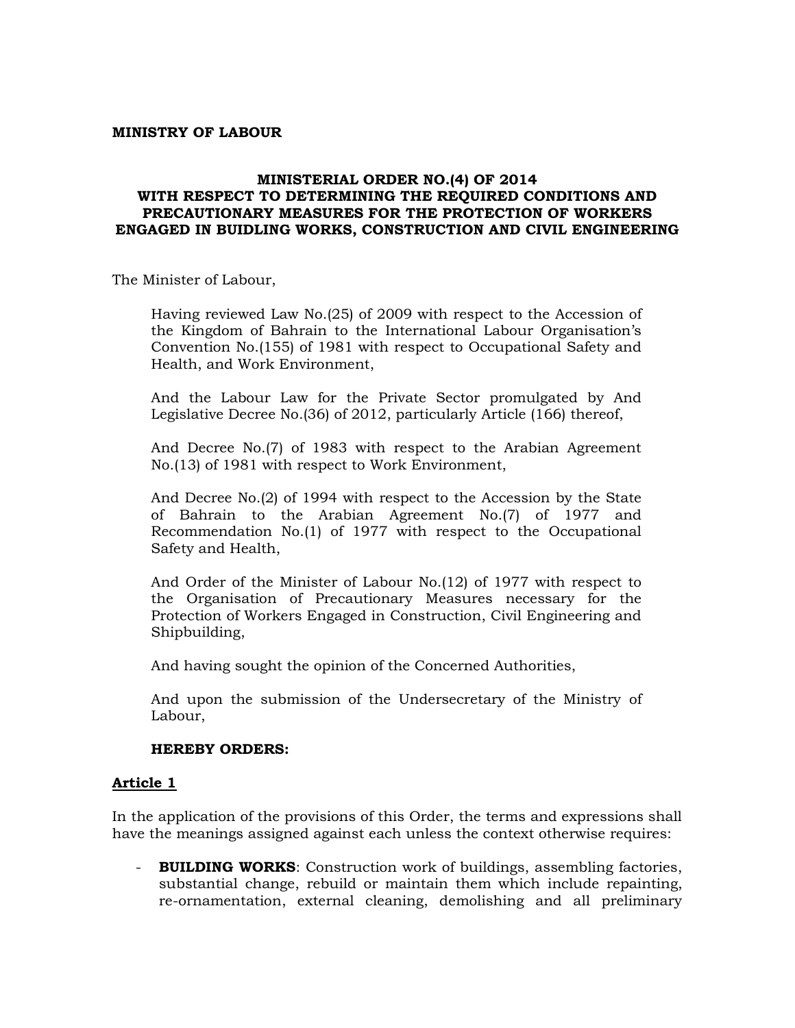**MINISTRY OF LABOUR**

# MINISTERIAL ORDER NO.(4) OF 2014 WITH RESPECT TO DETERMINING THE REQUIRED CONDITIONS AND PRECAUTIONARY MEASURES FOR THE PROTECTION OF WORKERS ENGAGED IN BUILDING WORKS, CONSTRUCTION AND CIVIL ENGINEERING

The Minister of Labour,

Having reviewed Law No.(25) of 2009 with respect to the Accession of the Kingdom of Bahrain to the International Labour Organisation's Convention No.(155) of 1981 with respect to Occupational Safety and Health, and Work Environment,

And the Labour Law for the Private Sector promulgated by And Legislative Decree No.(36) of 2012, particularly Article (166) thereof,

And Decree No.(7) of 1983 with respect to the Arabian Agreement No.(13) of 1981 with respect to Work Environment,

And Decree No.(2) of 1994 with respect to the Accession by the State of Bahrain to the Arabian Agreement No.(7) of 1977 and Recommendation No.(1) of 1977 with respect to the Occupational Safety and Health,

And Order of the Minister of Labour No.(12) of 1977 with respect to the Organisation of Precautionary Measures necessary for the Protection of Workers Engaged in Construction, Civil Engineering and Shipbuilding,

And having sought the opinion of the Concerned Authorities,

And upon the submission of the Undersecretary of the Ministry of Labour,

**HEREBY ORDERS:**

## Article 1

In the application of the provisions of this Order, the terms and expressions shall have the meanings assigned against each unless the context otherwise requires:

- **BUILDING WORKS**: Construction work of buildings, assembling factories, substantial change, rebuild or maintain them which include repainting, re-ornamentation, external cleaning, demolishing and all preliminary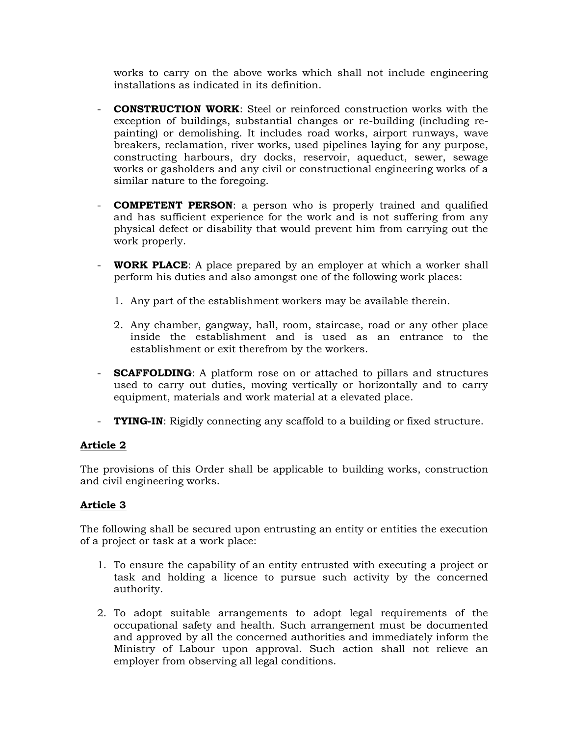works to carry on the above works which shall not include engineering installations as indicated in its definition.

- **CONSTRUCTION WORK**: Steel or reinforced construction works with the exception of buildings, substantial changes or re-building (including re-painting) or demolishing. It includes road works, airport runways, wave breakers, reclamation, river works, used pipelines laying for any purpose, constructing harbours, dry docks, reservoir, aqueduct, sewer, sewage works or gasholders and any civil or constructional engineering works of a similar nature to the foregoing.

- **COMPETENT PERSON**: a person who is properly trained and qualified and has sufficient experience for the work and is not suffering from any physical defect or disability that would prevent him from carrying out the work properly.

- **WORK PLACE**: A place prepared by an employer at which a worker shall perform his duties and also amongst one of the following work places:

  1. Any part of the establishment workers may be available therein.

  2. Any chamber, gangway, hall, room, staircase, road or any other place inside the establishment and is used as an entrance to the establishment or exit therefrom by the workers.

- **SCAFFOLDING**: A platform rose on or attached to pillars and structures used to carry out duties, moving vertically or horizontally and to carry equipment, materials and work material at a elevated place.

- **TYING-IN**: Rigidly connecting any scaffold to a building or fixed structure.

## Article 2

The provisions of this Order shall be applicable to building works, construction and civil engineering works.

## Article 3

The following shall be secured upon entrusting an entity or entities the execution of a project or task at a work place:

1. To ensure the capability of an entity entrusted with executing a project or task and holding a licence to pursue such activity by the concerned authority.

2. To adopt suitable arrangements to adopt legal requirements of the occupational safety and health. Such arrangement must be documented and approved by all the concerned authorities and immediately inform the Ministry of Labour upon approval. Such action shall not relieve an employer from observing all legal conditions.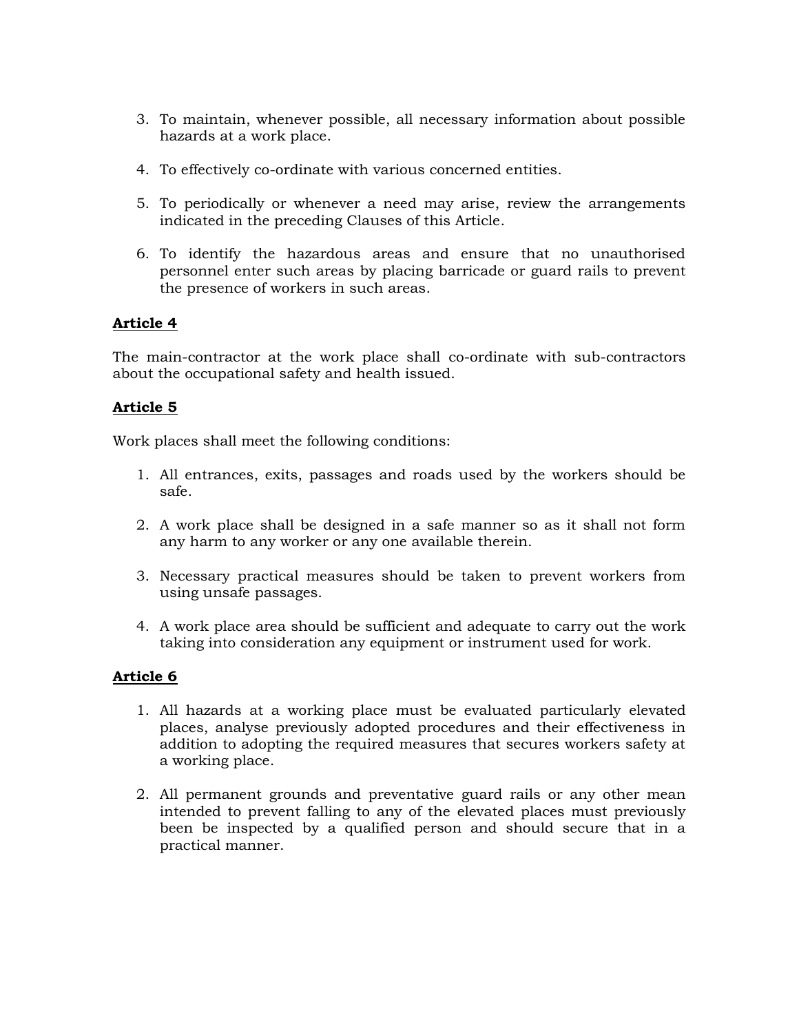3. To maintain, whenever possible, all necessary information about possible hazards at a work place.

4. To effectively co-ordinate with various concerned entities.

5. To periodically or whenever a need may arise, review the arrangements indicated in the preceding Clauses of this Article.

6. To identify the hazardous areas and ensure that no unauthorised personnel enter such areas by placing barricade or guard rails to prevent the presence of workers in such areas.

**<u>Article 4</u>**

The main-contractor at the work place shall co-ordinate with sub-contractors about the occupational safety and health issued.

**<u>Article 5</u>**

Work places shall meet the following conditions:

1. All entrances, exits, passages and roads used by the workers should be safe.

2. A work place shall be designed in a safe manner so as it shall not form any harm to any worker or any one available therein.

3. Necessary practical measures should be taken to prevent workers from using unsafe passages.

4. A work place area should be sufficient and adequate to carry out the work taking into consideration any equipment or instrument used for work.

**<u>Article 6</u>**

1. All hazards at a working place must be evaluated particularly elevated places, analyse previously adopted procedures and their effectiveness in addition to adopting the required measures that secures workers safety at a working place.

2. All permanent grounds and preventative guard rails or any other mean intended to prevent falling to any of the elevated places must previously been be inspected by a qualified person and should secure that in a practical manner.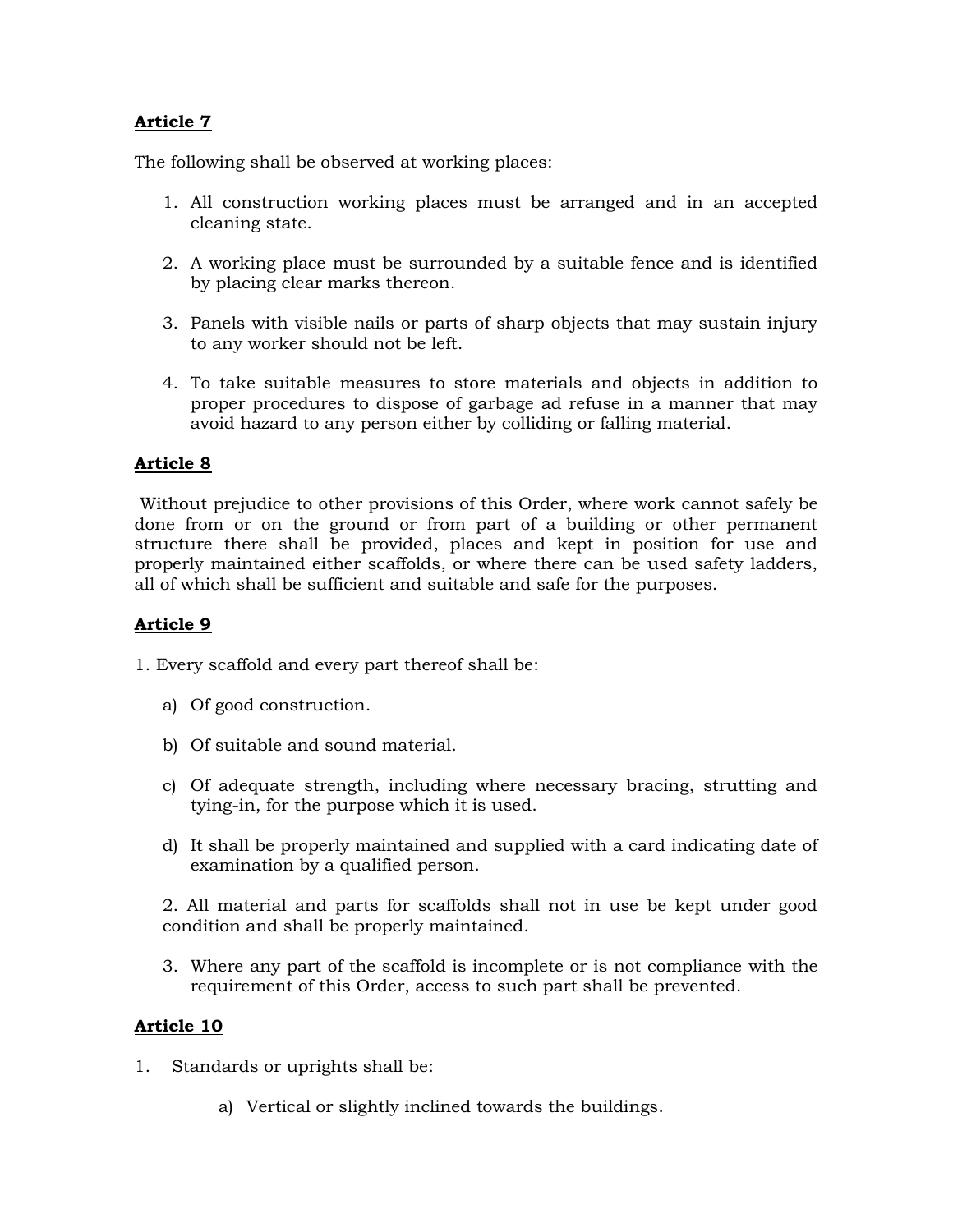**Article 7**

The following shall be observed at working places:

1. All construction working places must be arranged and in an accepted cleaning state.

2. A working place must be surrounded by a suitable fence and is identified by placing clear marks thereon.

3. Panels with visible nails or parts of sharp objects that may sustain injury to any worker should not be left.

4. To take suitable measures to store materials and objects in addition to proper procedures to dispose of garbage ad refuse in a manner that may avoid hazard to any person either by colliding or falling material.

**Article 8**

Without prejudice to other provisions of this Order, where work cannot safely be done from or on the ground or from part of a building or other permanent structure there shall be provided, places and kept in position for use and properly maintained either scaffolds, or where there can be used safety ladders, all of which shall be sufficient and suitable and safe for the purposes.

**Article 9**

1. Every scaffold and every part thereof shall be:

   a) Of good construction.

   b) Of suitable and sound material.

   c) Of adequate strength, including where necessary bracing, strutting and tying-in, for the purpose which it is used.

   d) It shall be properly maintained and supplied with a card indicating date of examination by a qualified person.

2. All material and parts for scaffolds shall not in use be kept under good condition and shall be properly maintained.

3. Where any part of the scaffold is incomplete or is not compliance with the requirement of this Order, access to such part shall be prevented.

**Article 10**

1. Standards or uprights shall be:

   a) Vertical or slightly inclined towards the buildings.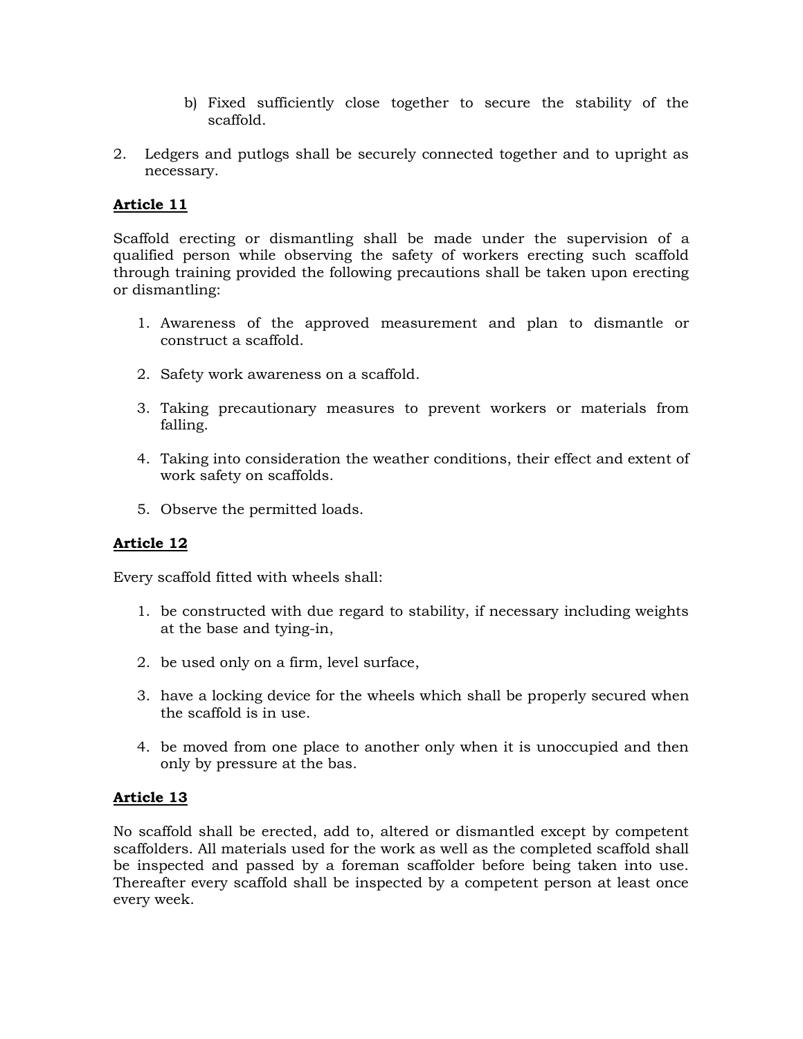b) Fixed sufficiently close together to secure the stability of the scaffold.

2. Ledgers and putlogs shall be securely connected together and to upright as necessary.

**Article 11**

Scaffold erecting or dismantling shall be made under the supervision of a qualified person while observing the safety of workers erecting such scaffold through training provided the following precautions shall be taken upon erecting or dismantling:

1. Awareness of the approved measurement and plan to dismantle or construct a scaffold.

2. Safety work awareness on a scaffold.

3. Taking precautionary measures to prevent workers or materials from falling.

4. Taking into consideration the weather conditions, their effect and extent of work safety on scaffolds.

5. Observe the permitted loads.

**Article 12**

Every scaffold fitted with wheels shall:

1. be constructed with due regard to stability, if necessary including weights at the base and tying-in,

2. be used only on a firm, level surface,

3. have a locking device for the wheels which shall be properly secured when the scaffold is in use.

4. be moved from one place to another only when it is unoccupied and then only by pressure at the bas.

**Article 13**

No scaffold shall be erected, add to, altered or dismantled except by competent scaffolders. All materials used for the work as well as the completed scaffold shall be inspected and passed by a foreman scaffolder before being taken into use. Thereafter every scaffold shall be inspected by a competent person at least once every week.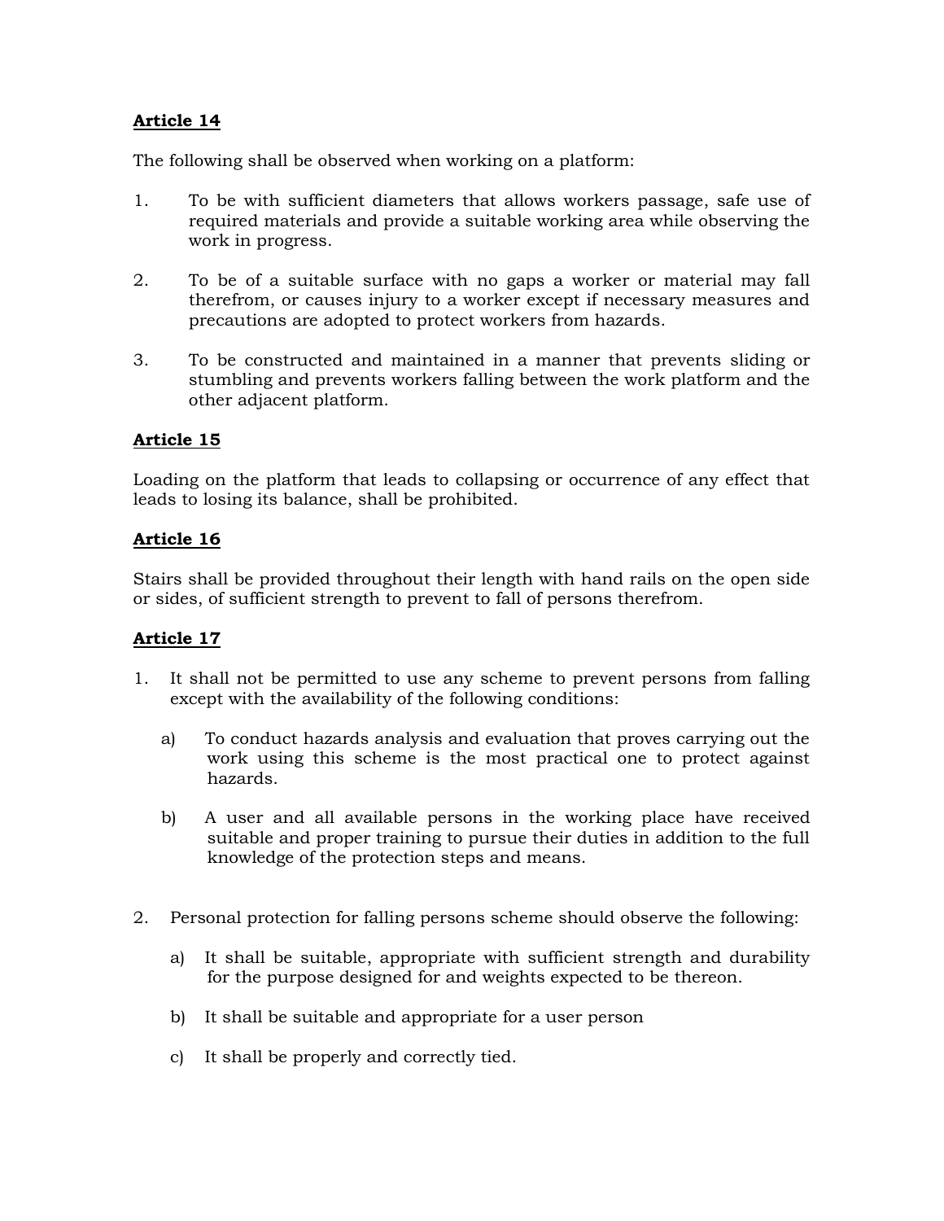**Article 14**

The following shall be observed when working on a platform:

1. To be with sufficient diameters that allows workers passage, safe use of required materials and provide a suitable working area while observing the work in progress.

2. To be of a suitable surface with no gaps a worker or material may fall therefrom, or causes injury to a worker except if necessary measures and precautions are adopted to protect workers from hazards.

3. To be constructed and maintained in a manner that prevents sliding or stumbling and prevents workers falling between the work platform and the other adjacent platform.

**Article 15**

Loading on the platform that leads to collapsing or occurrence of any effect that leads to losing its balance, shall be prohibited.

**Article 16**

Stairs shall be provided throughout their length with hand rails on the open side or sides, of sufficient strength to prevent to fall of persons therefrom.

**Article 17**

1. It shall not be permitted to use any scheme to prevent persons from falling except with the availability of the following conditions:

   a) To conduct hazards analysis and evaluation that proves carrying out the work using this scheme is the most practical one to protect against hazards.

   b) A user and all available persons in the working place have received suitable and proper training to pursue their duties in addition to the full knowledge of the protection steps and means.

2. Personal protection for falling persons scheme should observe the following:

   a) It shall be suitable, appropriate with sufficient strength and durability for the purpose designed for and weights expected to be thereon.

   b) It shall be suitable and appropriate for a user person

   c) It shall be properly and correctly tied.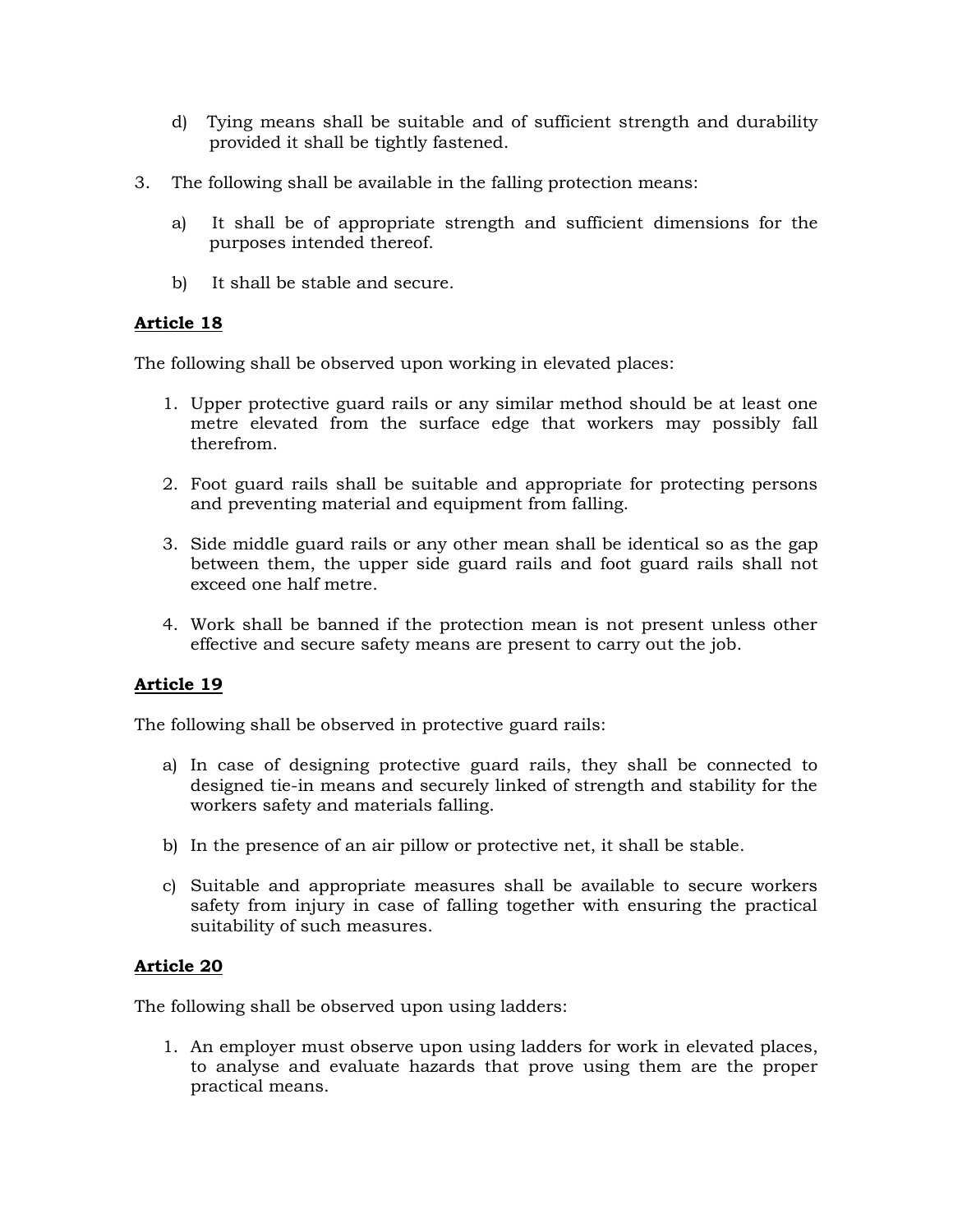d) Tying means shall be suitable and of sufficient strength and durability provided it shall be tightly fastened.

3. The following shall be available in the falling protection means:

   a) It shall be of appropriate strength and sufficient dimensions for the purposes intended thereof.

   b) It shall be stable and secure.

**Article 18**

The following shall be observed upon working in elevated places:

1. Upper protective guard rails or any similar method should be at least one metre elevated from the surface edge that workers may possibly fall therefrom.

2. Foot guard rails shall be suitable and appropriate for protecting persons and preventing material and equipment from falling.

3. Side middle guard rails or any other mean shall be identical so as the gap between them, the upper side guard rails and foot guard rails shall not exceed one half metre.

4. Work shall be banned if the protection mean is not present unless other effective and secure safety means are present to carry out the job.

**Article 19**

The following shall be observed in protective guard rails:

a) In case of designing protective guard rails, they shall be connected to designed tie-in means and securely linked of strength and stability for the workers safety and materials falling.

b) In the presence of an air pillow or protective net, it shall be stable.

c) Suitable and appropriate measures shall be available to secure workers safety from injury in case of falling together with ensuring the practical suitability of such measures.

**Article 20**

The following shall be observed upon using ladders:

1. An employer must observe upon using ladders for work in elevated places, to analyse and evaluate hazards that prove using them are the proper practical means.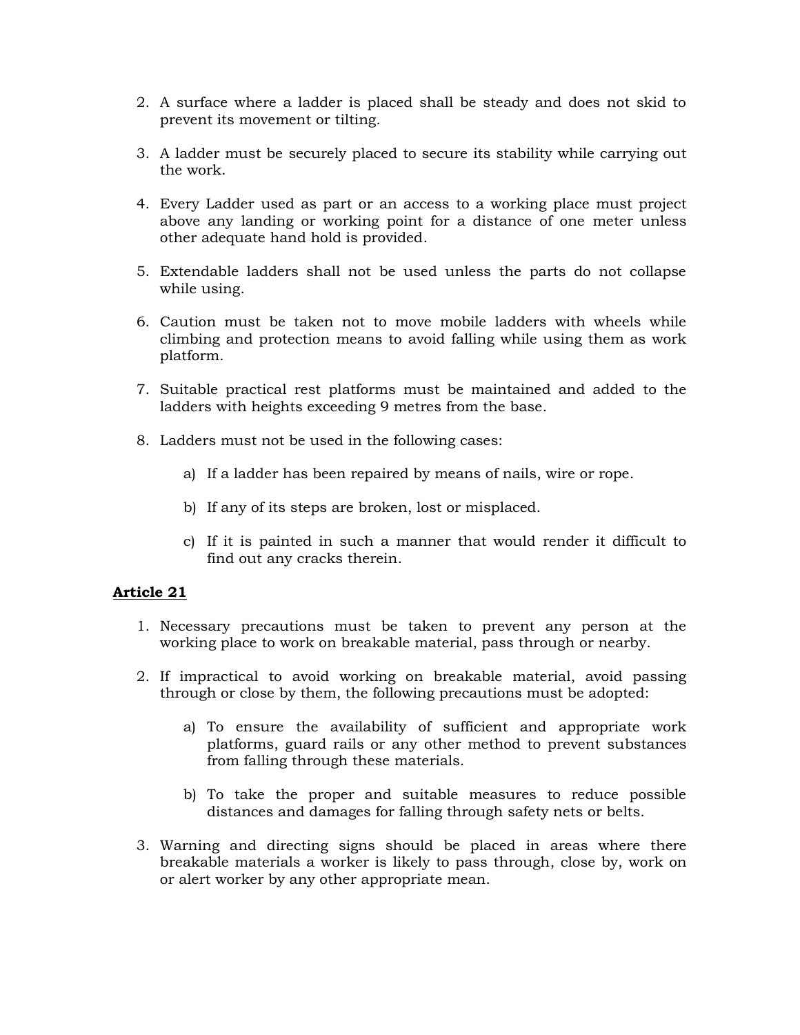2. A surface where a ladder is placed shall be steady and does not skid to prevent its movement or tilting.

3. A ladder must be securely placed to secure its stability while carrying out the work.

4. Every Ladder used as part or an access to a working place must project above any landing or working point for a distance of one meter unless other adequate hand hold is provided.

5. Extendable ladders shall not be used unless the parts do not collapse while using.

6. Caution must be taken not to move mobile ladders with wheels while climbing and protection means to avoid falling while using them as work platform.

7. Suitable practical rest platforms must be maintained and added to the ladders with heights exceeding 9 metres from the base.

8. Ladders must not be used in the following cases:

   a) If a ladder has been repaired by means of nails, wire or rope.

   b) If any of its steps are broken, lost or misplaced.

   c) If it is painted in such a manner that would render it difficult to find out any cracks therein.

**Article 21**

1. Necessary precautions must be taken to prevent any person at the working place to work on breakable material, pass through or nearby.

2. If impractical to avoid working on breakable material, avoid passing through or close by them, the following precautions must be adopted:

   a) To ensure the availability of sufficient and appropriate work platforms, guard rails or any other method to prevent substances from falling through these materials.

   b) To take the proper and suitable measures to reduce possible distances and damages for falling through safety nets or belts.

3. Warning and directing signs should be placed in areas where there breakable materials a worker is likely to pass through, close by, work on or alert worker by any other appropriate mean.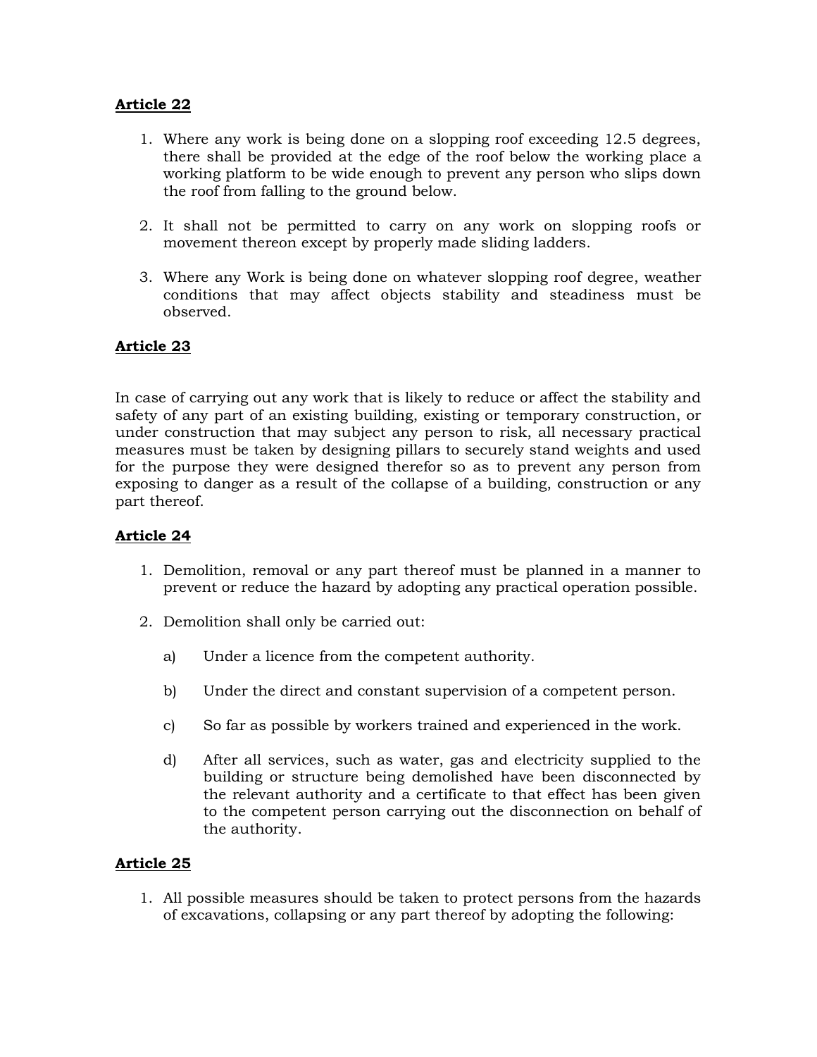**Article 22**

1. Where any work is being done on a slopping roof exceeding 12.5 degrees, there shall be provided at the edge of the roof below the working place a working platform to be wide enough to prevent any person who slips down the roof from falling to the ground below.

2. It shall not be permitted to carry on any work on slopping roofs or movement thereon except by properly made sliding ladders.

3. Where any Work is being done on whatever slopping roof degree, weather conditions that may affect objects stability and steadiness must be observed.

**Article 23**

In case of carrying out any work that is likely to reduce or affect the stability and safety of any part of an existing building, existing or temporary construction, or under construction that may subject any person to risk, all necessary practical measures must be taken by designing pillars to securely stand weights and used for the purpose they were designed therefor so as to prevent any person from exposing to danger as a result of the collapse of a building, construction or any part thereof.

**Article 24**

1. Demolition, removal or any part thereof must be planned in a manner to prevent or reduce the hazard by adopting any practical operation possible.

2. Demolition shall only be carried out:

   a) Under a licence from the competent authority.

   b) Under the direct and constant supervision of a competent person.

   c) So far as possible by workers trained and experienced in the work.

   d) After all services, such as water, gas and electricity supplied to the building or structure being demolished have been disconnected by the relevant authority and a certificate to that effect has been given to the competent person carrying out the disconnection on behalf of the authority.

**Article 25**

1. All possible measures should be taken to protect persons from the hazards of excavations, collapsing or any part thereof by adopting the following: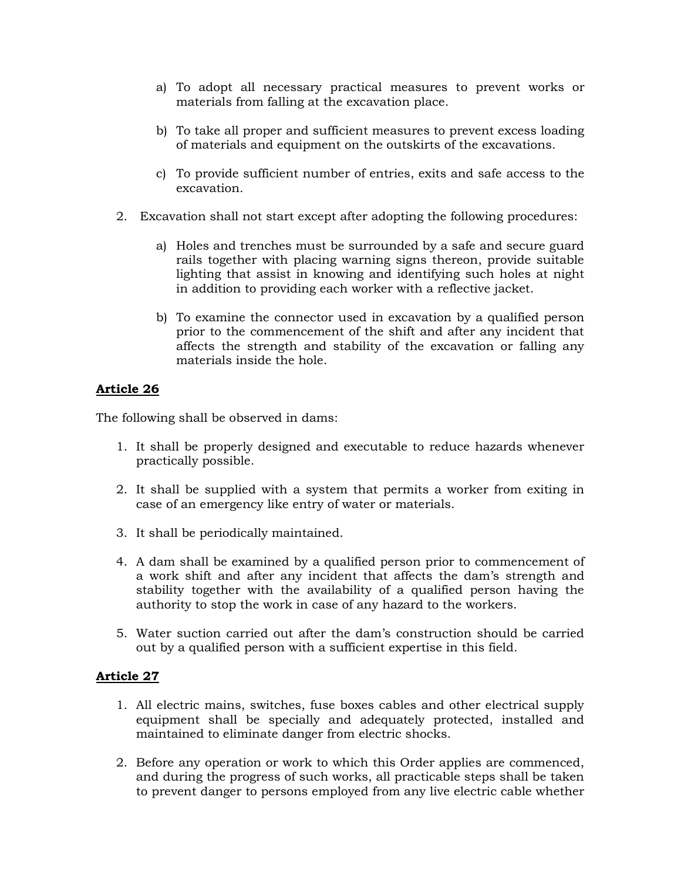a) To adopt all necessary practical measures to prevent works or materials from falling at the excavation place.

   b) To take all proper and sufficient measures to prevent excess loading of materials and equipment on the outskirts of the excavations.

   c) To provide sufficient number of entries, exits and safe access to the excavation.

2. Excavation shall not start except after adopting the following procedures:

   a) Holes and trenches must be surrounded by a safe and secure guard rails together with placing warning signs thereon, provide suitable lighting that assist in knowing and identifying such holes at night in addition to providing each worker with a reflective jacket.

   b) To examine the connector used in excavation by a qualified person prior to the commencement of the shift and after any incident that affects the strength and stability of the excavation or falling any materials inside the hole.

**Article 26**

The following shall be observed in dams:

1. It shall be properly designed and executable to reduce hazards whenever practically possible.

2. It shall be supplied with a system that permits a worker from exiting in case of an emergency like entry of water or materials.

3. It shall be periodically maintained.

4. A dam shall be examined by a qualified person prior to commencement of a work shift and after any incident that affects the dam's strength and stability together with the availability of a qualified person having the authority to stop the work in case of any hazard to the workers.

5. Water suction carried out after the dam's construction should be carried out by a qualified person with a sufficient expertise in this field.

**Article 27**

1. All electric mains, switches, fuse boxes cables and other electrical supply equipment shall be specially and adequately protected, installed and maintained to eliminate danger from electric shocks.

2. Before any operation or work to which this Order applies are commenced, and during the progress of such works, all practicable steps shall be taken to prevent danger to persons employed from any live electric cable whether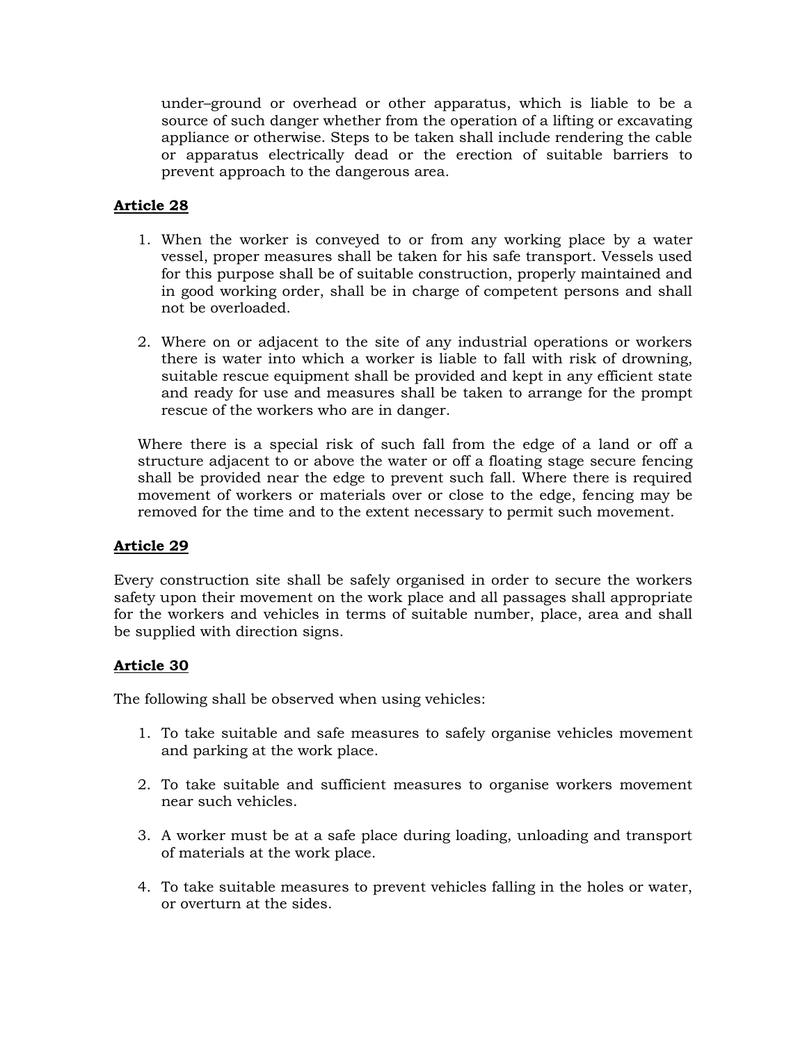under–ground or overhead or other apparatus, which is liable to be a source of such danger whether from the operation of a lifting or excavating appliance or otherwise. Steps to be taken shall include rendering the cable or apparatus electrically dead or the erection of suitable barriers to prevent approach to the dangerous area.

**Article 28**

1. When the worker is conveyed to or from any working place by a water vessel, proper measures shall be taken for his safe transport. Vessels used for this purpose shall be of suitable construction, properly maintained and in good working order, shall be in charge of competent persons and shall not be overloaded.

2. Where on or adjacent to the site of any industrial operations or workers there is water into which a worker is liable to fall with risk of drowning, suitable rescue equipment shall be provided and kept in any efficient state and ready for use and measures shall be taken to arrange for the prompt rescue of the workers who are in danger.

Where there is a special risk of such fall from the edge of a land or off a structure adjacent to or above the water or off a floating stage secure fencing shall be provided near the edge to prevent such fall. Where there is required movement of workers or materials over or close to the edge, fencing may be removed for the time and to the extent necessary to permit such movement.

**Article 29**

Every construction site shall be safely organised in order to secure the workers safety upon their movement on the work place and all passages shall appropriate for the workers and vehicles in terms of suitable number, place, area and shall be supplied with direction signs.

**Article 30**

The following shall be observed when using vehicles:

1. To take suitable and safe measures to safely organise vehicles movement and parking at the work place.

2. To take suitable and sufficient measures to organise workers movement near such vehicles.

3. A worker must be at a safe place during loading, unloading and transport of materials at the work place.

4. To take suitable measures to prevent vehicles falling in the holes or water, or overturn at the sides.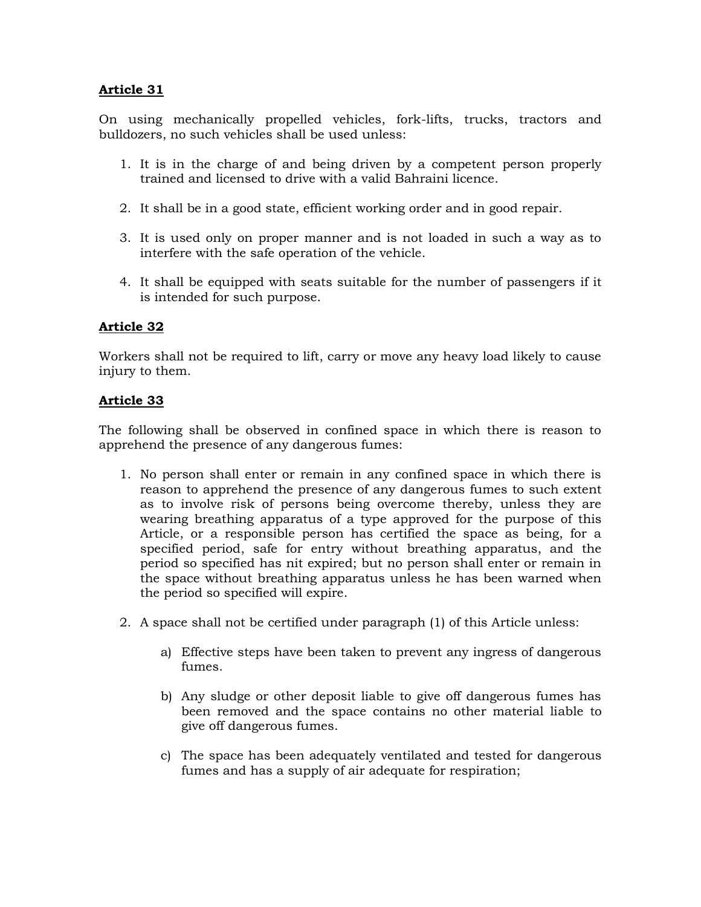**Article 31**

On using mechanically propelled vehicles, fork-lifts, trucks, tractors and bulldozers, no such vehicles shall be used unless:

1. It is in the charge of and being driven by a competent person properly trained and licensed to drive with a valid Bahraini licence.

2. It shall be in a good state, efficient working order and in good repair.

3. It is used only on proper manner and is not loaded in such a way as to interfere with the safe operation of the vehicle.

4. It shall be equipped with seats suitable for the number of passengers if it is intended for such purpose.

**Article 32**

Workers shall not be required to lift, carry or move any heavy load likely to cause injury to them.

**Article 33**

The following shall be observed in confined space in which there is reason to apprehend the presence of any dangerous fumes:

1. No person shall enter or remain in any confined space in which there is reason to apprehend the presence of any dangerous fumes to such extent as to involve risk of persons being overcome thereby, unless they are wearing breathing apparatus of a type approved for the purpose of this Article, or a responsible person has certified the space as being, for a specified period, safe for entry without breathing apparatus, and the period so specified has nit expired; but no person shall enter or remain in the space without breathing apparatus unless he has been warned when the period so specified will expire.

2. A space shall not be certified under paragraph (1) of this Article unless:

    a) Effective steps have been taken to prevent any ingress of dangerous fumes.

    b) Any sludge or other deposit liable to give off dangerous fumes has been removed and the space contains no other material liable to give off dangerous fumes.

    c) The space has been adequately ventilated and tested for dangerous fumes and has a supply of air adequate for respiration;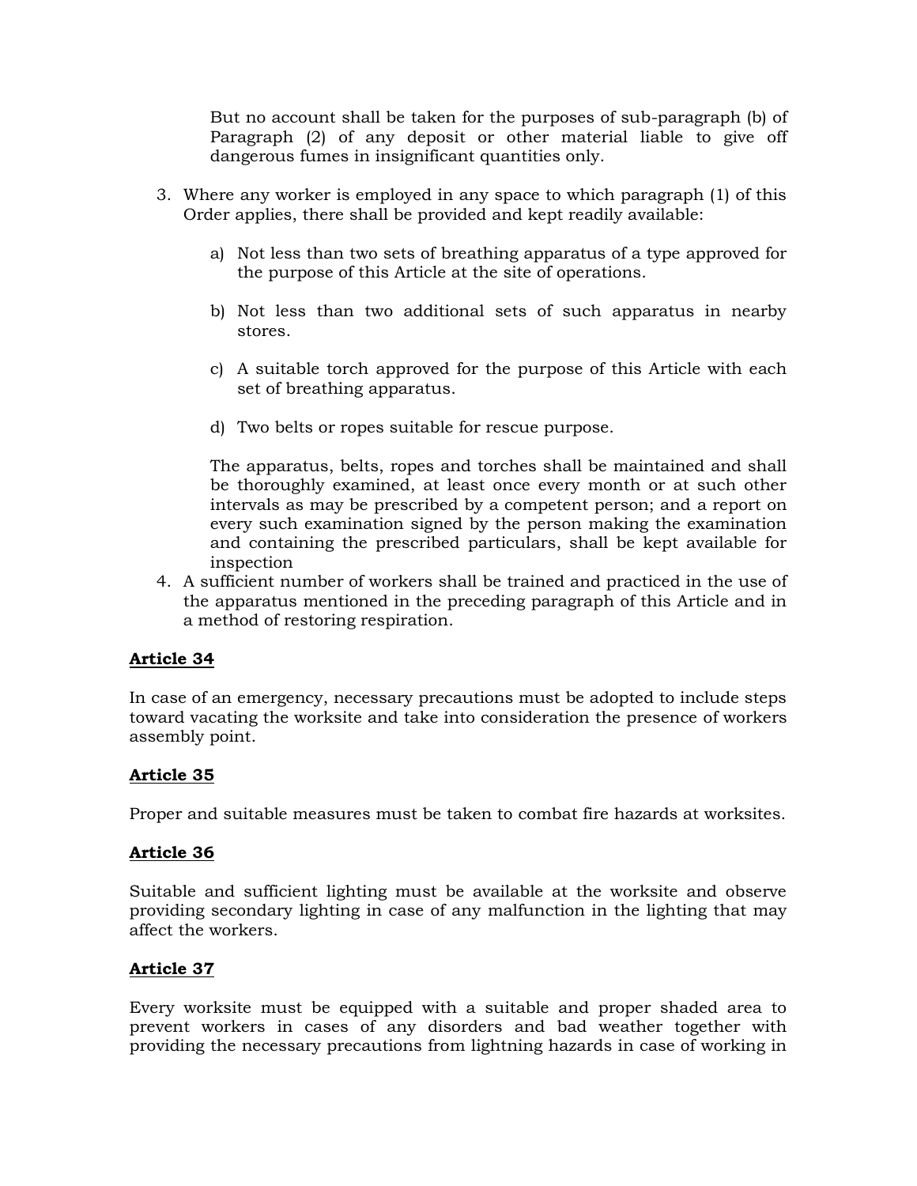But no account shall be taken for the purposes of sub-paragraph (b) of Paragraph (2) of any deposit or other material liable to give off dangerous fumes in insignificant quantities only.

3. Where any worker is employed in any space to which paragraph (1) of this Order applies, there shall be provided and kept readily available:

    a) Not less than two sets of breathing apparatus of a type approved for the purpose of this Article at the site of operations.

    b) Not less than two additional sets of such apparatus in nearby stores.

    c) A suitable torch approved for the purpose of this Article with each set of breathing apparatus.

    d) Two belts or ropes suitable for rescue purpose.

    The apparatus, belts, ropes and torches shall be maintained and shall be thoroughly examined, at least once every month or at such other intervals as may be prescribed by a competent person; and a report on every such examination signed by the person making the examination and containing the prescribed particulars, shall be kept available for inspection

4. A sufficient number of workers shall be trained and practiced in the use of the apparatus mentioned in the preceding paragraph of this Article and in a method of restoring respiration.

**Article 34**

In case of an emergency, necessary precautions must be adopted to include steps toward vacating the worksite and take into consideration the presence of workers assembly point.

**Article 35**

Proper and suitable measures must be taken to combat fire hazards at worksites.

**Article 36**

Suitable and sufficient lighting must be available at the worksite and observe providing secondary lighting in case of any malfunction in the lighting that may affect the workers.

**Article 37**

Every worksite must be equipped with a suitable and proper shaded area to prevent workers in cases of any disorders and bad weather together with providing the necessary precautions from lightning hazards in case of working in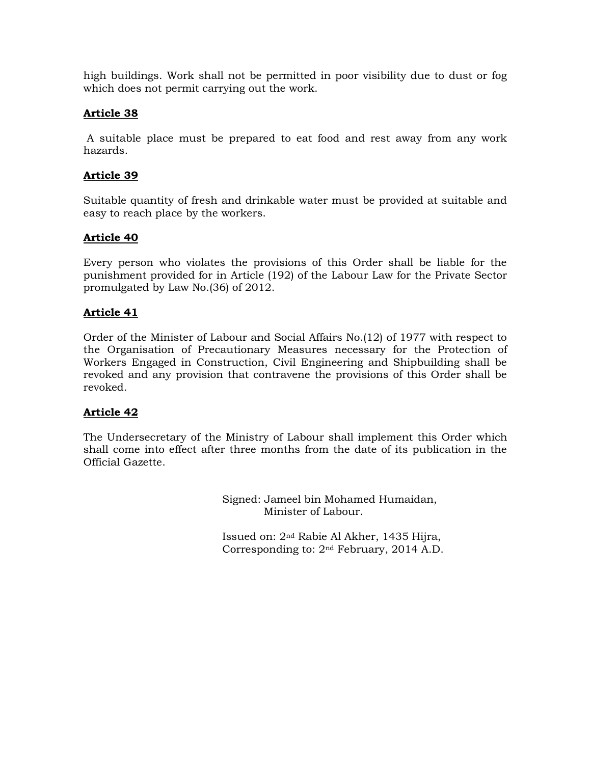high buildings. Work shall not be permitted in poor visibility due to dust or fog which does not permit carrying out the work.

**Article 38**

A suitable place must be prepared to eat food and rest away from any work hazards.

**Article 39**

Suitable quantity of fresh and drinkable water must be provided at suitable and easy to reach place by the workers.

**Article 40**

Every person who violates the provisions of this Order shall be liable for the punishment provided for in Article (192) of the Labour Law for the Private Sector promulgated by Law No.(36) of 2012.

**Article 41**

Order of the Minister of Labour and Social Affairs No.(12) of 1977 with respect to the Organisation of Precautionary Measures necessary for the Protection of Workers Engaged in Construction, Civil Engineering and Shipbuilding shall be revoked and any provision that contravene the provisions of this Order shall be revoked.

**Article 42**

The Undersecretary of the Ministry of Labour shall implement this Order which shall come into effect after three months from the date of its publication in the Official Gazette.

Signed: Jameel bin Mohamed Humaidan,
Minister of Labour.

Issued on: 2nd Rabie Al Akher, 1435 Hijra,
Corresponding to: 2nd February, 2014 A.D.